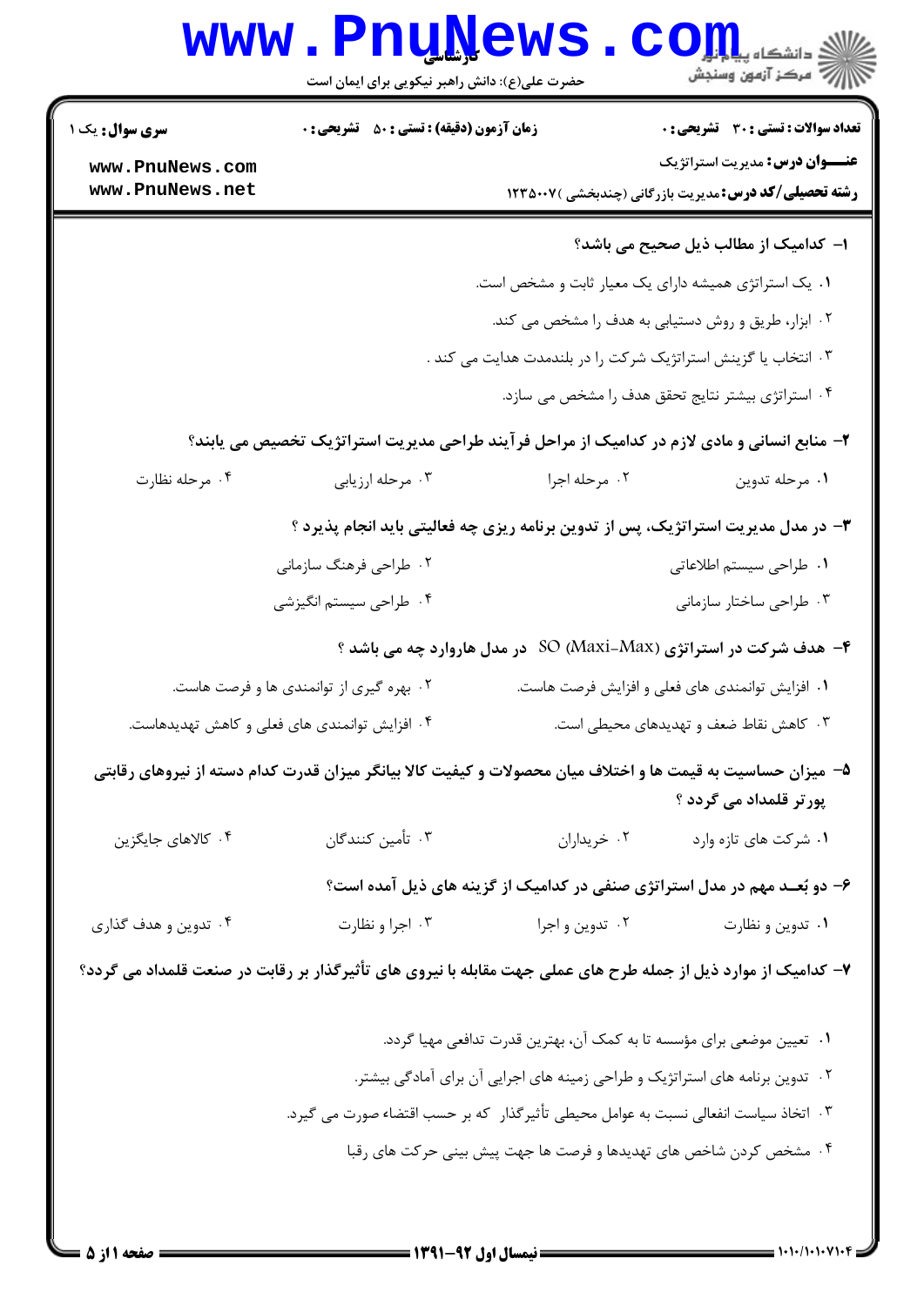**سری سوال:** یک ۱

**زمان آزمون (دقیقه) : تستی : ۵۰ تشریحی : ۰**

**تعداد سوالات : تستی : ۳۰ تشریحی : ۰**

**عنـــوان درس:** مدیریت استراتژیک

**رشته تحصیلی/کد درس:** مدیریت بازرگانی (چندبخشی )۱۲۳۵۰۰۷

**۱- کدامیک از مطالب ذیل صحیح می باشد؟**

۱. یک استراتژی همیشه دارای یک معیار ثابت و مشخص است.

۲. ابزار، طریق و روش دستیابی به هدف را مشخص می کند.

۳. انتخاب یا گزینش استراتژیک شرکت را در بلندمدت هدایت می کند .

۴. استراتژی بیشتر نتایج تحقق هدف را مشخص می سازد.

**۲- منابع انسانی و مادی لازم در کدامیک از مراحل فرآیند طراحی مدیریت استراتژیک تخصیص می یابند؟**

۱. مرحله تدوین ۲. مرحله اجرا ۳. مرحله ارزیابی ۴. مرحله نظارت

**۳- در مدل مدیریت استراتژیک، پس از تدوین برنامه ریزی چه فعالیتی باید انجام پذیرد ؟**

۱. طراحی سیستم اطلاعاتی ۲. طراحی فرهنگ سازمانی

۳. طراحی ساختار سازمانی ۴. طراحی سیستم انگیزشی

**۴- هدف شرکت در استراتژی SO (Maxi-Max) در مدل هاروارد چه می باشد ؟**

۱. افزایش توانمندی های فعلی و افزایش فرصت هاست. ۲. بهره گیری از توانمندی ها و فرصت هاست.

۳. کاهش نقاط ضعف و تهدیدهای محیطی است. ۴. افزایش توانمندی های فعلی و کاهش تهدیدهاست.

**۵- میزان حساسیت به قیمت ها و اختلاف میان محصولات و کیفیت کالا بیانگر میزان قدرت کدام دسته از نیروهای رقابتی پورتر قلمداد می گردد ؟**

۱. شرکت های تازه وارد ۲. خریداران ۳. تأمین کنندگان ۴. کالاهای جایگزین

**۶- دو بُعــد مهم در مدل استراتژی صنفی در کدامیک از گزینه های ذیل آمده است؟**

۱. تدوین و نظارت ۲. تدوین و اجرا ۳. اجرا و نظارت ۴. تدوین و هدف گذاری

**۷- کدامیک از موارد ذیل از جمله طرح های عملی جهت مقابله با نیروی های تأثیرگذار بر رقابت در صنعت قلمداد می گردد؟**

۱. تعیین موضعی برای مؤسسه تا به کمک آن، بهترین قدرت تدافعی مهیا گردد.

۲. تدوین برنامه های استراتژیک و طراحی زمینه های اجرایی آن برای آمادگی بیشتر.

۳. اتخاذ سیاست انفعالی نسبت به عوامل محیطی تأثیرگذار که بر حسب اقتضاء صورت می گیرد.

۴. مشخص کردن شاخص های تهدیدها و فرصت ها جهت پیش بینی حرکت های رقبا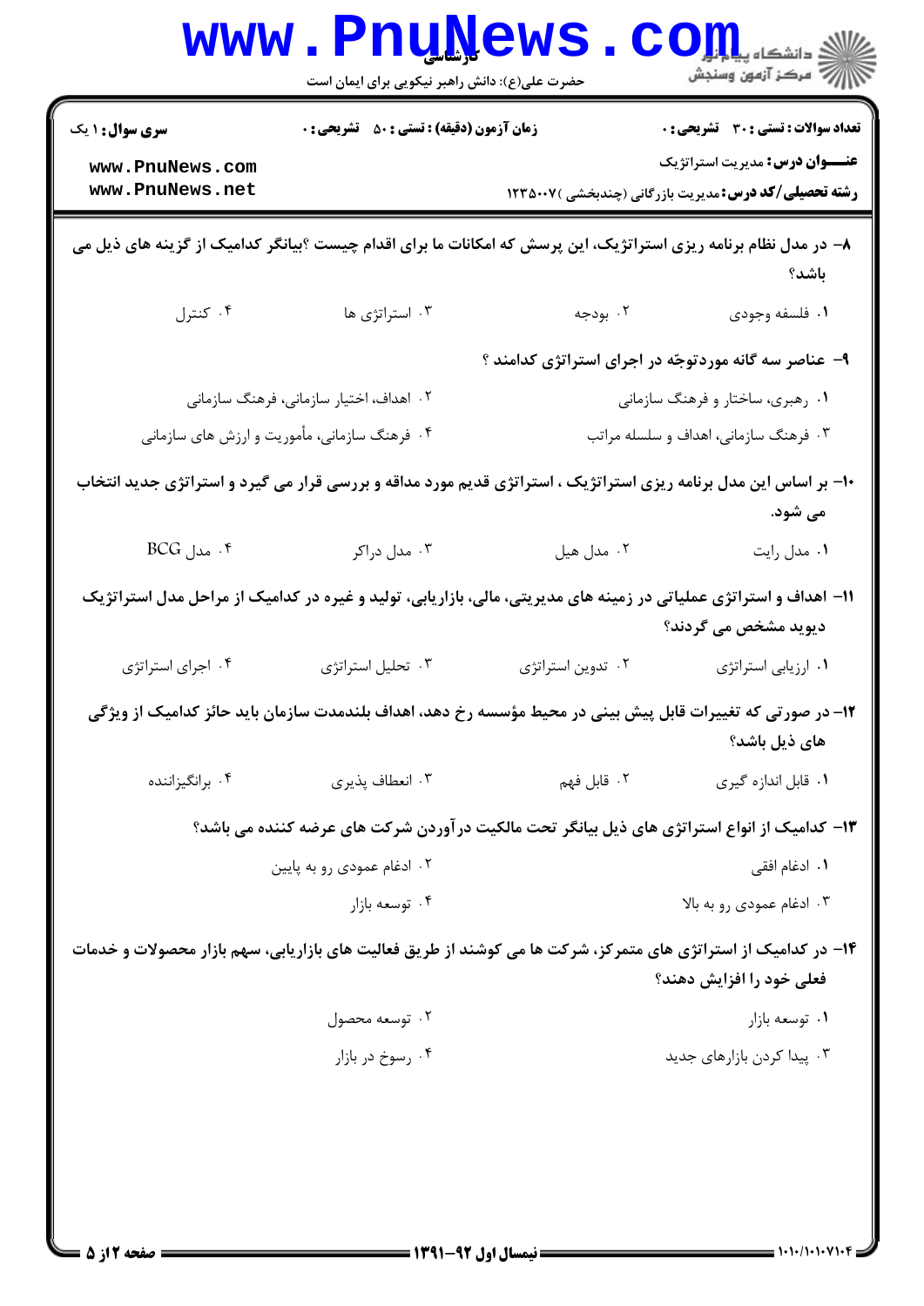**سری سوال:** ۱ یک

**زمان آزمون (دقیقه) : تستی :** ۵۰ **تشریحی :** ۰

**تعداد سوالات : تستی :** ۳۰ **تشریحی :** ۰

**عنـــوان درس:** مدیریت استراتژیک

**رشته تحصیلی/کد درس:** مدیریت بازرگانی (چندبخشی )۱۲۳۵۰۰۷

۸– در مدل نظام برنامه ریزی استراتژیک، این پرسش که امکانات ما برای اقدام چیست ؟بیانگر کدامیک از گزینه های ذیل می باشد؟

۱. فلسفه وجودی
۲. بودجه
۳. استراتژی ها
۴. کنترل

۹– عناصر سه گانه موردتوجّه در اجرای استراتژی کدامند ؟

۱. رهبری، ساختار و فرهنگ سازمانی
۲. اهداف، اختیار سازمانی، فرهنگ سازمانی
۳. فرهنگ سازمانی، اهداف و سلسله مراتب
۴. فرهنگ سازمانی، مأموریت و ارزش های سازمانی

۱۰– بر اساس این مدل برنامه ریزی استراتژیک ، استراتژی قدیم مورد مداقه و بررسی قرار می گیرد و استراتژی جدید انتخاب می شود.

۱. مدل رایت
۲. مدل هیل
۳. مدل دراکر
۴. مدل BCG

۱۱– اهداف و استراتژی عملیاتی در زمینه های مدیریتی، مالی، بازاریابی، تولید و غیره در کدامیک از مراحل مدل استراتژیک دیوید مشخص می گردند؟

۱. ارزیابی استراتژی
۲. تدوین استراتژی
۳. تحلیل استراتژی
۴. اجرای استراتژی

۱۲– در صورتی که تغییرات قابل پیش بینی در محیط مؤسسه رخ دهد، اهداف بلندمدت سازمان باید حائز کدامیک از ویژگی های ذیل باشد؟

۱. قابل اندازه گیری
۲. قابل فهم
۳. انعطاف پذیری
۴. برانگیزاننده

۱۳– کدامیک از انواع استراتژی های ذیل بیانگر تحت مالکیت درآوردن شرکت های عرضه کننده می باشد؟

۱. ادغام افقی
۲. ادغام عمودی رو به پایین
۳. ادغام عمودی رو به بالا
۴. توسعه بازار

۱۴– در کدامیک از استراتژی های متمرکز، شرکت ها می کوشند از طریق فعالیت های بازاریابی، سهم بازار محصولات و خدمات فعلی خود را افزایش دهند؟

۱. توسعه بازار
۲. توسعه محصول
۳. پیدا کردن بازارهای جدید
۴. رسوخ در بازار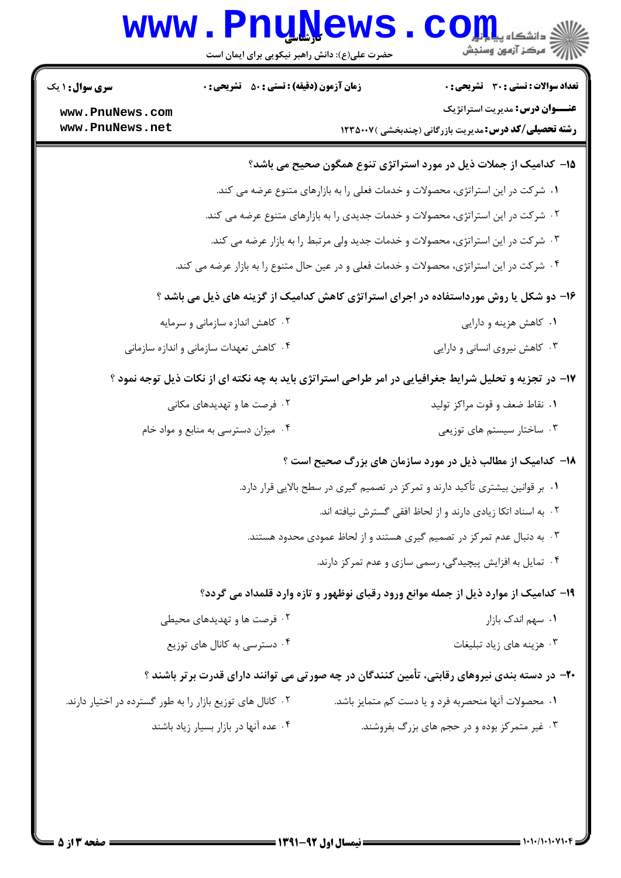**سری سوال:** ۱ یک

**زمان آزمون (دقیقه) : تستی :** ۵۰ **تشریحی :** ۰

**تعداد سوالات : تستی :** ۳۰ **تشریحی :** ۰

**عنـــوان درس:** مدیریت استراتژیک

**رشته تحصیلی/کد درس:** مدیریت بازرگانی (چندبخشی )۱۲۳۵۰۰۷

**۱۵- کدامیک از جملات ذیل در مورد استراتژی تنوع همگون صحیح می باشد؟**

۱. شرکت در این استراتژی، محصولات و خدمات فعلی را به بازارهای متنوع عرضه می کند.

۲. شرکت در این استراتژی، محصولات و خدمات جدیدی را به بازارهای متنوع عرضه می کند.

۳. شرکت در این استراتژی، محصولات و خدمات جدید ولی مرتبط را به بازار عرضه می کند.

۴. شرکت در این استراتژی، محصولات و خدمات فعلی و در عین حال متنوع را به بازار عرضه می کند.

**۱۶- دو شکل یا روش مورداستفاده در اجرای استراتژی کاهش کدامیک از گزینه های ذیل می باشد ؟**

۱. کاهش هزینه و دارایی

۲. کاهش اندازه سازمانی و سرمایه

۳. کاهش نیروی انسانی و دارایی

۴. کاهش تعهدات سازمانی و اندازه سازمانی

**۱۷- در تجزیه و تحلیل شرایط جغرافیایی در امر طراحی استراتژی باید به چه نکته ای از نکات ذیل توجه نمود ؟**

۱. نقاط ضعف و قوت مراکز تولید

۲. فرصت ها و تهدیدهای مکانی

۳. ساختار سیستم های توزیعی

۴. میزان دسترسی به منابع و مواد خام

**۱۸- کدامیک از مطالب ذیل در مورد سازمان های بزرگ صحیح است ؟**

۱. بر قوانین بیشتری تأکید دارند و تمرکز در تصمیم گیری در سطح بالایی قرار دارد.

۲. به اسناد اتکا زیادی دارند و از لحاظ افقی گسترش نیافته اند.

۳. به دنبال عدم تمرکز در تصمیم گیری هستند و از لحاظ عمودی محدود هستند.

۴. تمایل به افزایش پیچیدگی، رسمی سازی و عدم تمرکز دارند.

**۱۹- کدامیک از موارد ذیل از جمله موانع ورود رقبای نوظهور و تازه وارد قلمداد می گردد؟**

۱. سهم اندک بازار

۲. فرصت ها و تهدیدهای محیطی

۳. هزینه های زیاد تبلیغات

۴. دسترسی به کانال های توزیع

**۲۰- در دسته بندی نیروهای رقابتی، تأمین کنندگان در چه صورتی می توانند دارای قدرت برتر باشند ؟**

۱. محصولات آنها منحصربه فرد و یا دست کم متمایز باشد.

۲. کانال های توزیع بازار را به طور گسترده در اختیار دارند.

۳. غیر متمرکز بوده و در حجم های بزرگ بفروشند.

۴. عده آنها در بازار بسیار زیاد باشند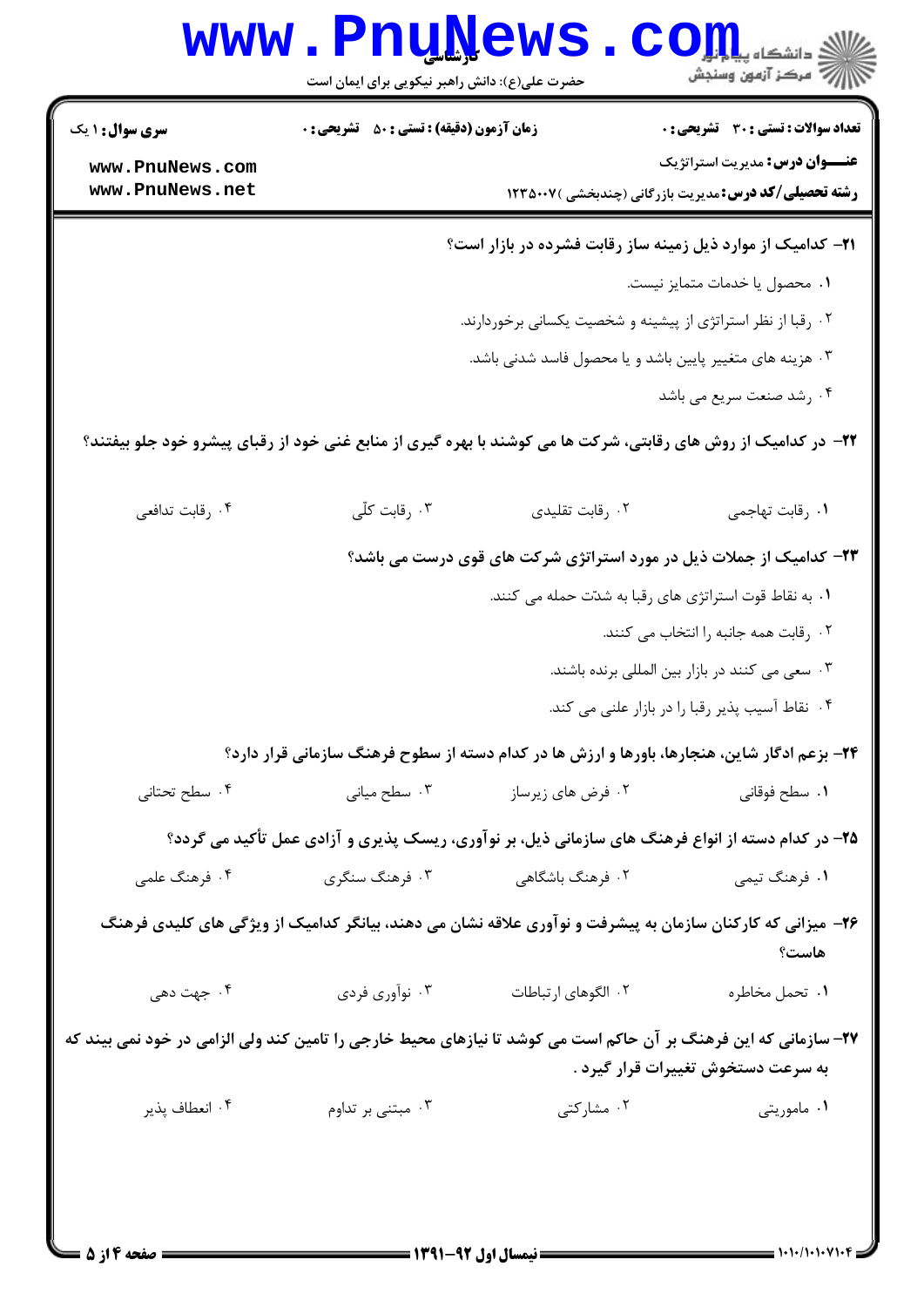۲۱- کدامیک از موارد ذیل زمینه ساز رقابت فشرده در بازار است؟

۱. محصول یا خدمات متمایز نیست.

۲. رقبا از نظر استراتژی از پیشینه و شخصیت یکسانی برخوردارند.

۳. هزینه های متغییر پایین باشد و یا محصول فاسد شدنی باشد.

۴. رشد صنعت سریع می باشد

۲۲- در کدامیک از روش های رقابتی، شرکت ها می کوشند با بهره گیری از منابع غنی خود از رقبای پیشرو خود جلو بیفتند؟

۱. رقابت تهاجمی
۲. رقابت تقلیدی
۳. رقابت کلّی
۴. رقابت تدافعی

۲۳- کدامیک از جملات ذیل در مورد استراتژی شرکت های قوی درست می باشد؟

۱. به نقاط قوت استراتژی های رقبا به شدّت حمله می کنند.

۲. رقابت همه جانبه را انتخاب می کنند.

۳. سعی می کنند در بازار بین المللی برنده باشند.

۴. نقاط آسیب پذیر رقبا را در بازار علنی می کند.

۲۴- بزعم ادگار شاین، هنجارها، باورها و ارزش ها در کدام دسته از سطوح فرهنگ سازمانی قرار دارد؟

۱. سطح فوقانی
۲. فرض های زیرساز
۳. سطح میانی
۴. سطح تحتانی

۲۵- در کدام دسته از انواع فرهنگ های سازمانی ذیل، بر نوآوری، ریسک پذیری و آزادی عمل تأکید می گردد؟

۱. فرهنگ تیمی
۲. فرهنگ باشگاهی
۳. فرهنگ سنگری
۴. فرهنگ علمی

۲۶- میزانی که کارکنان سازمان به پیشرفت و نوآوری علاقه نشان می دهند، بیانگر کدامیک از ویژگی های کلیدی فرهنگ هاست؟

۱. تحمل مخاطره
۲. الگوهای ارتباطات
۳. نوآوری فردی
۴. جهت دهی

۲۷- سازمانی که این فرهنگ بر آن حاکم است می کوشد تا نیازهای محیط خارجی را تامین کند ولی الزامی در خود نمی بیند که به سرعت دستخوش تغییرات قرار گیرد .

۱. ماموریتی
۲. مشارکتی
۳. مبتنی بر تداوم
۴. انعطاف پذیر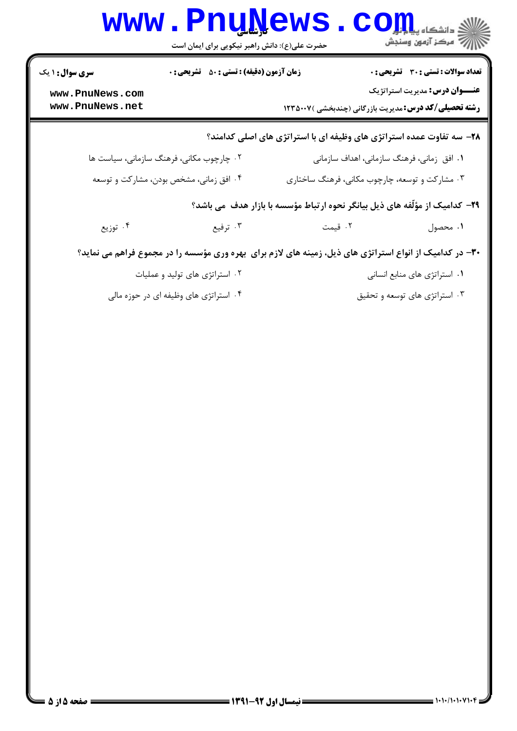۲۸- سه تفاوت عمده استراتژی های وظیفه ای با استراتژی های اصلی کدامند؟

۱. افق زمانی، فرهنگ سازمانی، اهداف سازمانی

۲. چارچوب مکانی، فرهنگ سازمانی، سیاست ها

۳. مشارکت و توسعه، چارچوب مکانی، فرهنگ ساختاری

۴. افق زمانی، مشخص بودن، مشارکت و توسعه

۲۹- کدامیک از مؤلّفه های ذیل بیانگر نحوه ارتباط مؤسسه با بازار هدف می باشد؟

۱. محصول

۲. قیمت

۳. ترفیع

۴. توزیع

۳۰- در کدامیک از انواع استراتژی های ذیل، زمینه های لازم برای بهره وری مؤسسه را در مجموع فراهم می نماید؟

۱. استراتژی های منابع انسانی

۲. استراتژی های تولید و عملیات

۳. استراتژی های توسعه و تحقیق

۴. استراتژی های وظیفه ای در حوزه مالی